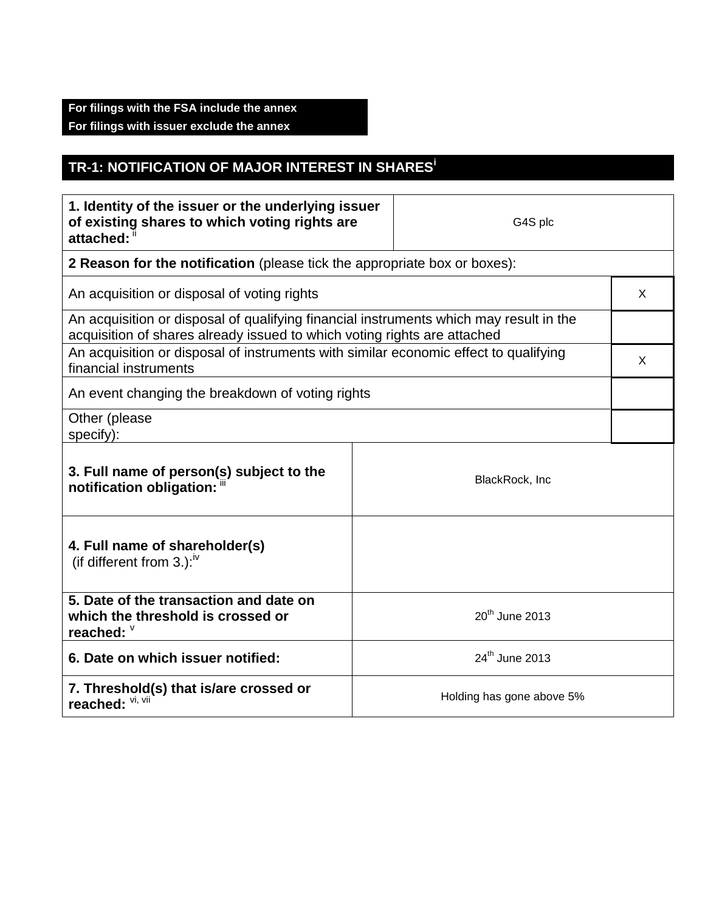**For filings with the FSA include the annex**
**For filings with issuer exclude the annex**

## TR-1: NOTIFICATION OF MAJOR INTEREST IN SHARES[i]

| **1. Identity of the issuer or the underlying issuer of existing shares to which voting rights are attached:** [ii] | G4S plc |
|---|---|

**2 Reason for the notification** (please tick the appropriate box or boxes):

| | |
|---|---|
| An acquisition or disposal of voting rights | X |
| An acquisition or disposal of qualifying financial instruments which may result in the acquisition of shares already issued to which voting rights are attached | |
| An acquisition or disposal of instruments with similar economic effect to qualifying financial instruments | X |
| An event changing the breakdown of voting rights | |
| Other (please specify): | |

| | |
|---|---|
| **3. Full name of person(s) subject to the notification obligation:** [iii] | BlackRock, Inc |
| **4. Full name of shareholder(s)** (if different from 3.):[iv] | |
| **5. Date of the transaction and date on which the threshold is crossed or reached:** [v] | 20th June 2013 |
| **6. Date on which issuer notified:** | 24th June 2013 |
| **7. Threshold(s) that is/are crossed or reached:** [vi, vii] | Holding has gone above 5% |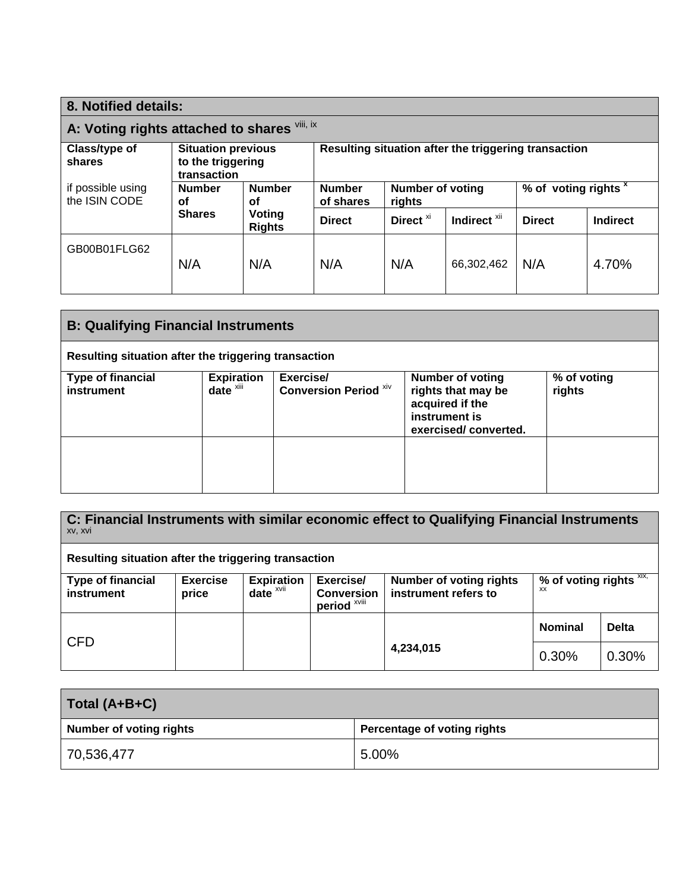## 8. Notified details:

### A: Voting rights attached to shares [viii, ix]

| Class/type of shares<br><br>if possible using the ISIN CODE | Situation previous to the triggering transaction | | Resulting situation after the triggering transaction | | | | |
|---|---|---|---|---|---|---|---|
| | Number of Shares | Number of Voting Rights | Number of shares | Number of voting rights | | % of voting rights [x] | |
| | | | Direct | Direct [xi] | Indirect [xii] | Direct | Indirect |
| GB00B01FLG62 | N/A | N/A | N/A | N/A | 66,302,462 | N/A | 4.70% |

### B: Qualifying Financial Instruments

**Resulting situation after the triggering transaction**

| Type of financial instrument | Expiration date [xiii] | Exercise/ Conversion Period [xiv] | Number of voting rights that may be acquired if the instrument is exercised/ converted. | % of voting rights |
|---|---|---|---|---|
| | | | | |

### C: Financial Instruments with similar economic effect to Qualifying Financial Instruments [xv, xvi]

**Resulting situation after the triggering transaction**

| Type of financial instrument | Exercise price | Expiration date [xvii] | Exercise/ Conversion period [xviii] | Number of voting rights instrument refers to | % of voting rights [xix, xx] | |
|---|---|---|---|---|---|---|
| | | | | | Nominal | Delta |
| CFD | | | | 4,234,015 | 0.30% | 0.30% |

### Total (A+B+C)

| Number of voting rights | Percentage of voting rights |
|---|---|
| 70,536,477 | 5.00% |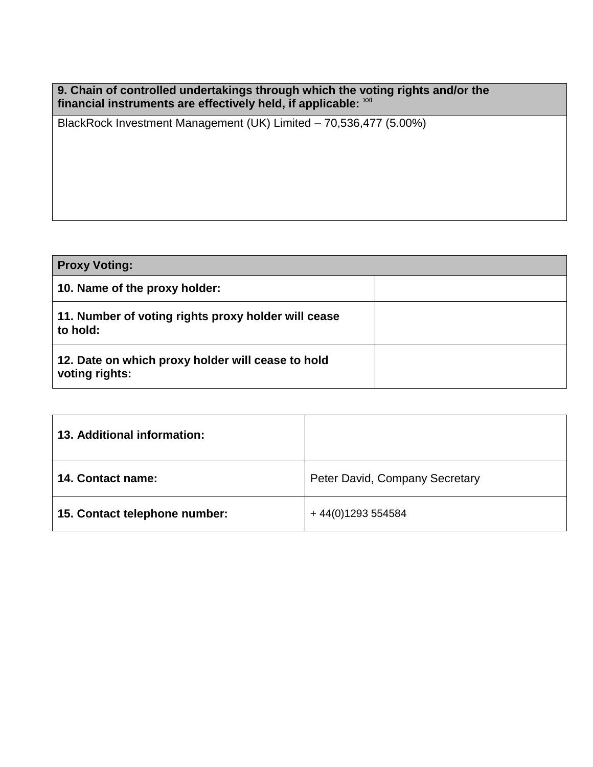| 9. Chain of controlled undertakings through which the voting rights and/or the financial instruments are effectively held, if applicable: [xxi] |
|---|
| BlackRock Investment Management (UK) Limited – 70,536,477 (5.00%) |

| Proxy Voting: | |
|---|---|
| **10. Name of the proxy holder:** | |
| **11. Number of voting rights proxy holder will cease to hold:** | |
| **12. Date on which proxy holder will cease to hold voting rights:** | |

| | |
|---|---|
| **13. Additional information:** | |
| **14. Contact name:** | Peter David, Company Secretary |
| **15. Contact telephone number:** | + 44(0)1293 554584 |